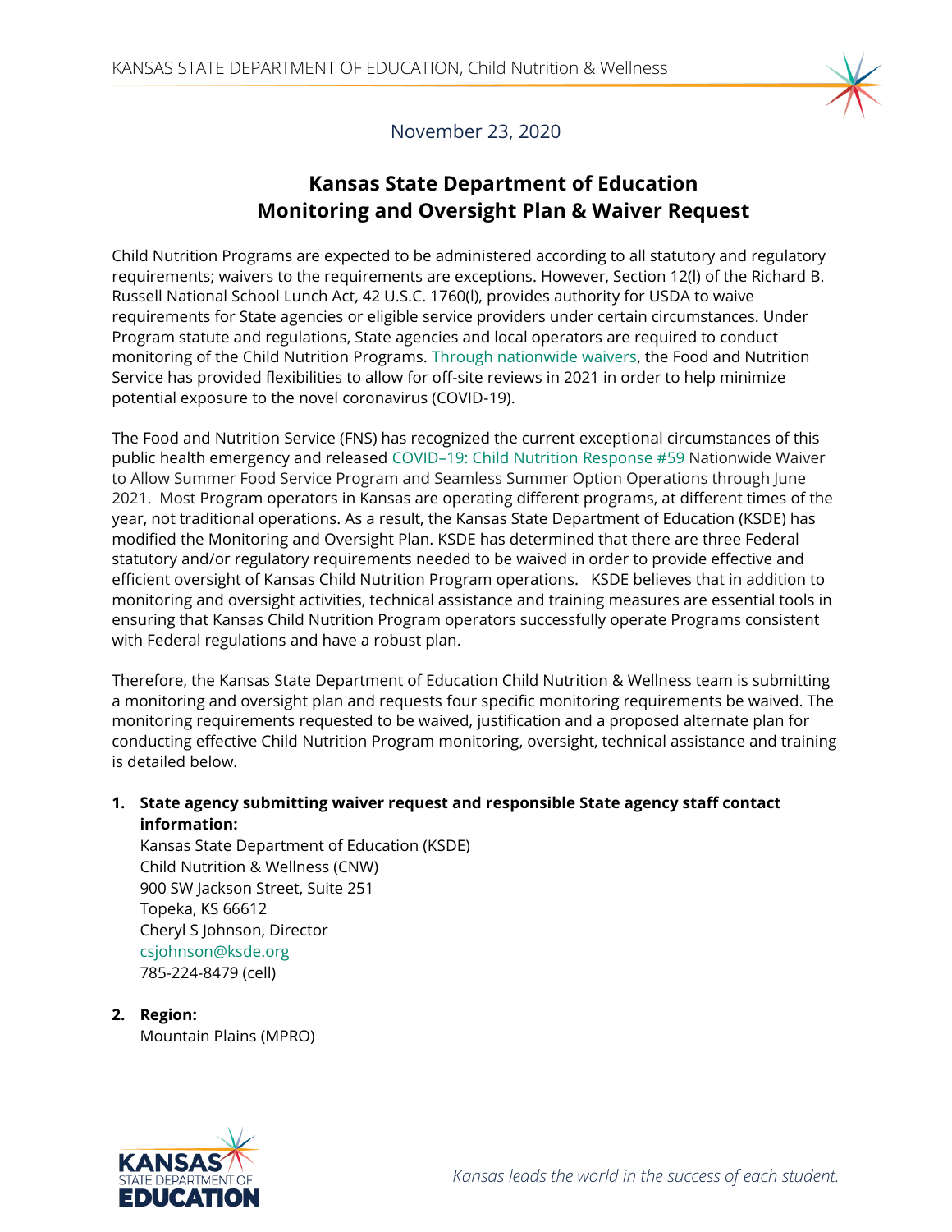November 23, 2020

# Kansas State Department of Education Monitoring and Oversight Plan & Waiver Request

Child Nutrition Programs are expected to be administered according to all statutory and regulatory requirements; waivers to the requirements are exceptions. However, Section 12(l) of the Richard B. Russell National School Lunch Act, 42 U.S.C. 1760(l), provides authority for USDA to waive requirements for State agencies or eligible service providers under certain circumstances. Under Program statute and regulations, State agencies and local operators are required to conduct monitoring of the Child Nutrition Programs. Through nationwide waivers, the Food and Nutrition Service has provided flexibilities to allow for off-site reviews in 2021 in order to help minimize potential exposure to the novel coronavirus (COVID-19).

The Food and Nutrition Service (FNS) has recognized the current exceptional circumstances of this public health emergency and released COVID–19: Child Nutrition Response #59 Nationwide Waiver to Allow Summer Food Service Program and Seamless Summer Option Operations through June 2021. Most Program operators in Kansas are operating different programs, at different times of the year, not traditional operations. As a result, the Kansas State Department of Education (KSDE) has modified the Monitoring and Oversight Plan. KSDE has determined that there are three Federal statutory and/or regulatory requirements needed to be waived in order to provide effective and efficient oversight of Kansas Child Nutrition Program operations. KSDE believes that in addition to monitoring and oversight activities, technical assistance and training measures are essential tools in ensuring that Kansas Child Nutrition Program operators successfully operate Programs consistent with Federal regulations and have a robust plan.

Therefore, the Kansas State Department of Education Child Nutrition & Wellness team is submitting a monitoring and oversight plan and requests four specific monitoring requirements be waived. The monitoring requirements requested to be waived, justification and a proposed alternate plan for conducting effective Child Nutrition Program monitoring, oversight, technical assistance and training is detailed below.

1. **State agency submitting waiver request and responsible State agency staff contact information:**
   Kansas State Department of Education (KSDE)
   Child Nutrition & Wellness (CNW)
   900 SW Jackson Street, Suite 251
   Topeka, KS 66612
   Cheryl S Johnson, Director
   csjohnson@ksde.org
   785-224-8479 (cell)

2. **Region:**
   Mountain Plains (MPRO)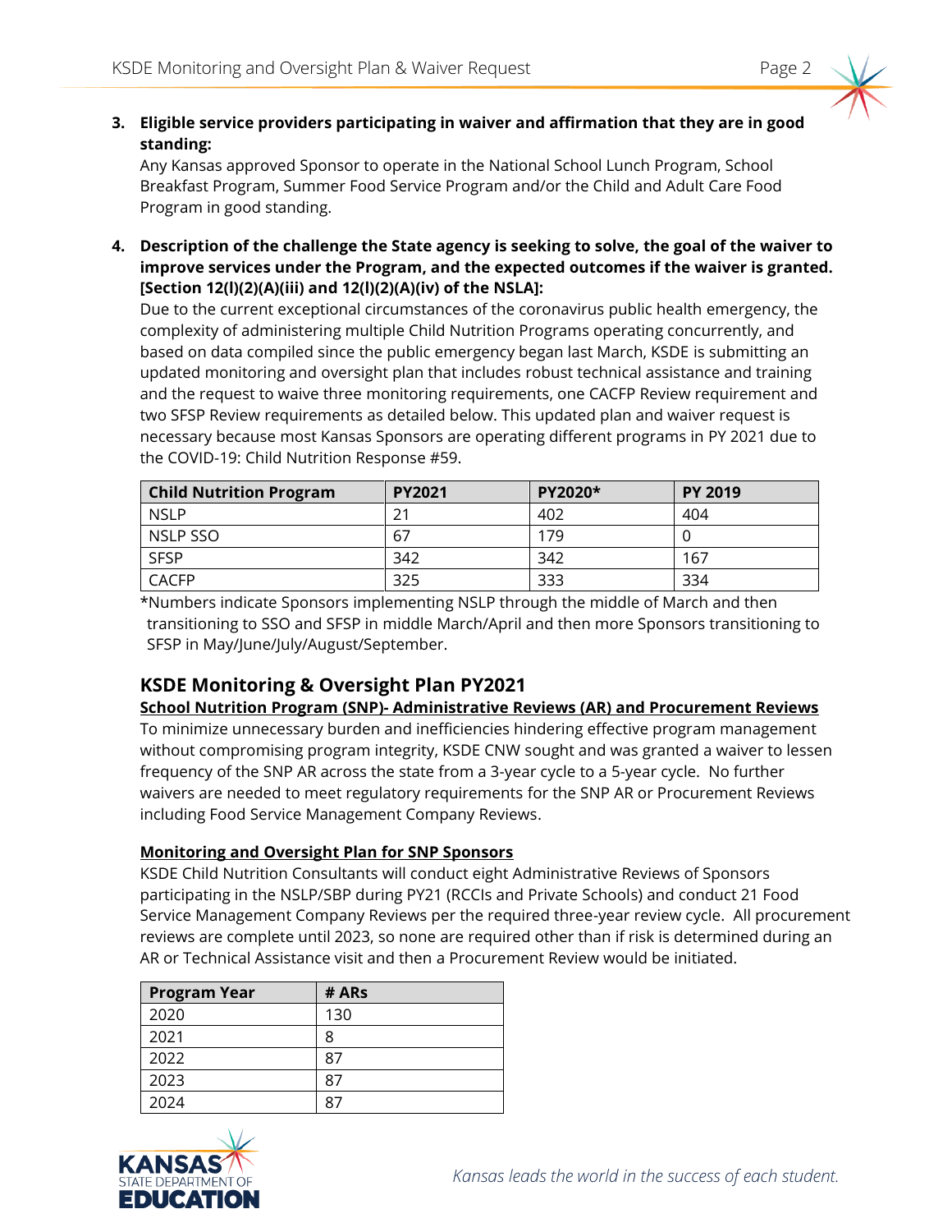3. **Eligible service providers participating in waiver and affirmation that they are in good standing:**
   Any Kansas approved Sponsor to operate in the National School Lunch Program, School Breakfast Program, Summer Food Service Program and/or the Child and Adult Care Food Program in good standing.

4. **Description of the challenge the State agency is seeking to solve, the goal of the waiver to improve services under the Program, and the expected outcomes if the waiver is granted. [Section 12(l)(2)(A)(iii) and 12(l)(2)(A)(iv) of the NSLA]:**
   Due to the current exceptional circumstances of the coronavirus public health emergency, the complexity of administering multiple Child Nutrition Programs operating concurrently, and based on data compiled since the public emergency began last March, KSDE is submitting an updated monitoring and oversight plan that includes robust technical assistance and training and the request to waive three monitoring requirements, one CACFP Review requirement and two SFSP Review requirements as detailed below. This updated plan and waiver request is necessary because most Kansas Sponsors are operating different programs in PY 2021 due to the COVID-19: Child Nutrition Response #59.

| Child Nutrition Program | PY2021 | PY2020* | PY 2019 |
|---|---|---|---|
| NSLP | 21 | 402 | 404 |
| NSLP SSO | 67 | 179 | 0 |
| SFSP | 342 | 342 | 167 |
| CACFP | 325 | 333 | 334 |

*Numbers indicate Sponsors implementing NSLP through the middle of March and then transitioning to SSO and SFSP in middle March/April and then more Sponsors transitioning to SFSP in May/June/July/August/September.

## KSDE Monitoring & Oversight Plan PY2021

**School Nutrition Program (SNP)- Administrative Reviews (AR) and Procurement Reviews**

To minimize unnecessary burden and inefficiencies hindering effective program management without compromising program integrity, KSDE CNW sought and was granted a waiver to lessen frequency of the SNP AR across the state from a 3-year cycle to a 5-year cycle. No further waivers are needed to meet regulatory requirements for the SNP AR or Procurement Reviews including Food Service Management Company Reviews.

**Monitoring and Oversight Plan for SNP Sponsors**

KSDE Child Nutrition Consultants will conduct eight Administrative Reviews of Sponsors participating in the NSLP/SBP during PY21 (RCCIs and Private Schools) and conduct 21 Food Service Management Company Reviews per the required three-year review cycle. All procurement reviews are complete until 2023, so none are required other than if risk is determined during an AR or Technical Assistance visit and then a Procurement Review would be initiated.

| Program Year | # ARs |
|---|---|
| 2020 | 130 |
| 2021 | 8 |
| 2022 | 87 |
| 2023 | 87 |
| 2024 | 87 |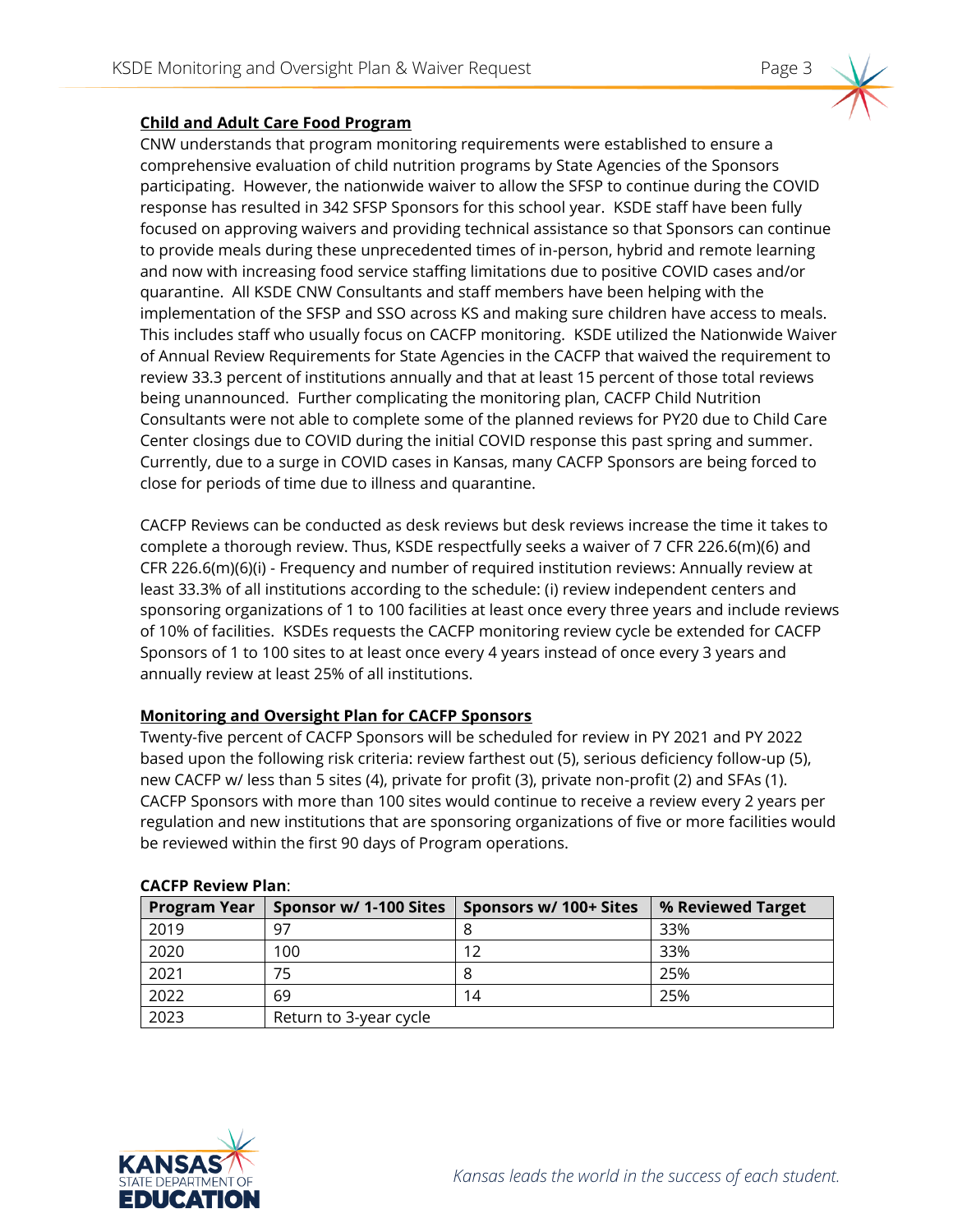## Child and Adult Care Food Program

CNW understands that program monitoring requirements were established to ensure a comprehensive evaluation of child nutrition programs by State Agencies of the Sponsors participating. However, the nationwide waiver to allow the SFSP to continue during the COVID response has resulted in 342 SFSP Sponsors for this school year. KSDE staff have been fully focused on approving waivers and providing technical assistance so that Sponsors can continue to provide meals during these unprecedented times of in-person, hybrid and remote learning and now with increasing food service staffing limitations due to positive COVID cases and/or quarantine. All KSDE CNW Consultants and staff members have been helping with the implementation of the SFSP and SSO across KS and making sure children have access to meals. This includes staff who usually focus on CACFP monitoring. KSDE utilized the Nationwide Waiver of Annual Review Requirements for State Agencies in the CACFP that waived the requirement to review 33.3 percent of institutions annually and that at least 15 percent of those total reviews being unannounced. Further complicating the monitoring plan, CACFP Child Nutrition Consultants were not able to complete some of the planned reviews for PY20 due to Child Care Center closings due to COVID during the initial COVID response this past spring and summer. Currently, due to a surge in COVID cases in Kansas, many CACFP Sponsors are being forced to close for periods of time due to illness and quarantine.

CACFP Reviews can be conducted as desk reviews but desk reviews increase the time it takes to complete a thorough review. Thus, KSDE respectfully seeks a waiver of 7 CFR 226.6(m)(6) and CFR 226.6(m)(6)(i) - Frequency and number of required institution reviews: Annually review at least 33.3% of all institutions according to the schedule: (i) review independent centers and sponsoring organizations of 1 to 100 facilities at least once every three years and include reviews of 10% of facilities. KSDEs requests the CACFP monitoring review cycle be extended for CACFP Sponsors of 1 to 100 sites to at least once every 4 years instead of once every 3 years and annually review at least 25% of all institutions.

## Monitoring and Oversight Plan for CACFP Sponsors

Twenty-five percent of CACFP Sponsors will be scheduled for review in PY 2021 and PY 2022 based upon the following risk criteria: review farthest out (5), serious deficiency follow-up (5), new CACFP w/ less than 5 sites (4), private for profit (3), private non-profit (2) and SFAs (1). CACFP Sponsors with more than 100 sites would continue to receive a review every 2 years per regulation and new institutions that are sponsoring organizations of five or more facilities would be reviewed within the first 90 days of Program operations.

**CACFP Review Plan**:

| Program Year | Sponsor w/ 1-100 Sites | Sponsors w/ 100+ Sites | % Reviewed Target |
|---|---|---|---|
| 2019 | 97 | 8 | 33% |
| 2020 | 100 | 12 | 33% |
| 2021 | 75 | 8 | 25% |
| 2022 | 69 | 14 | 25% |
| 2023 | Return to 3-year cycle | | |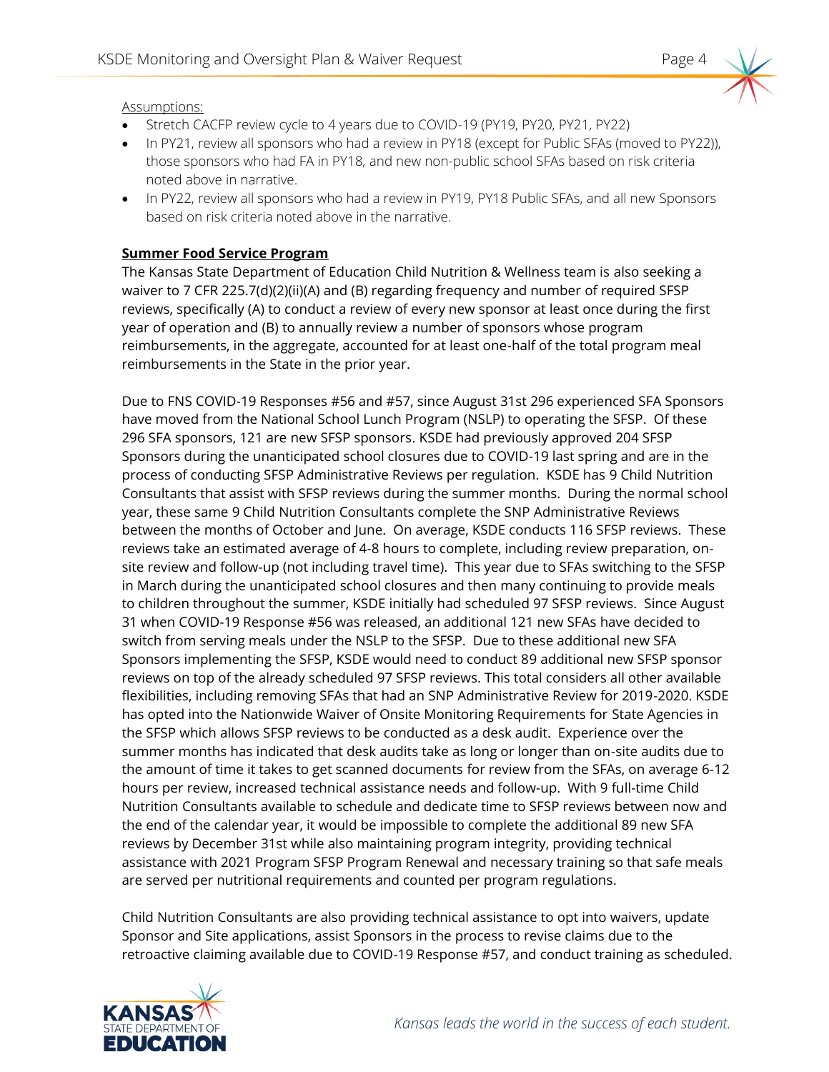Assumptions:

- Stretch CACFP review cycle to 4 years due to COVID-19 (PY19, PY20, PY21, PY22)
- In PY21, review all sponsors who had a review in PY18 (except for Public SFAs (moved to PY22)), those sponsors who had FA in PY18, and new non-public school SFAs based on risk criteria noted above in narrative.
- In PY22, review all sponsors who had a review in PY19, PY18 Public SFAs, and all new Sponsors based on risk criteria noted above in the narrative.

**Summer Food Service Program**

The Kansas State Department of Education Child Nutrition & Wellness team is also seeking a waiver to 7 CFR 225.7(d)(2)(ii)(A) and (B) regarding frequency and number of required SFSP reviews, specifically (A) to conduct a review of every new sponsor at least once during the first year of operation and (B) to annually review a number of sponsors whose program reimbursements, in the aggregate, accounted for at least one-half of the total program meal reimbursements in the State in the prior year.

Due to FNS COVID-19 Responses #56 and #57, since August 31st 296 experienced SFA Sponsors have moved from the National School Lunch Program (NSLP) to operating the SFSP. Of these 296 SFA sponsors, 121 are new SFSP sponsors. KSDE had previously approved 204 SFSP Sponsors during the unanticipated school closures due to COVID-19 last spring and are in the process of conducting SFSP Administrative Reviews per regulation. KSDE has 9 Child Nutrition Consultants that assist with SFSP reviews during the summer months. During the normal school year, these same 9 Child Nutrition Consultants complete the SNP Administrative Reviews between the months of October and June. On average, KSDE conducts 116 SFSP reviews. These reviews take an estimated average of 4-8 hours to complete, including review preparation, on-site review and follow-up (not including travel time). This year due to SFAs switching to the SFSP in March during the unanticipated school closures and then many continuing to provide meals to children throughout the summer, KSDE initially had scheduled 97 SFSP reviews. Since August 31 when COVID-19 Response #56 was released, an additional 121 new SFAs have decided to switch from serving meals under the NSLP to the SFSP. Due to these additional new SFA Sponsors implementing the SFSP, KSDE would need to conduct 89 additional new SFSP sponsor reviews on top of the already scheduled 97 SFSP reviews. This total considers all other available flexibilities, including removing SFAs that had an SNP Administrative Review for 2019-2020. KSDE has opted into the Nationwide Waiver of Onsite Monitoring Requirements for State Agencies in the SFSP which allows SFSP reviews to be conducted as a desk audit. Experience over the summer months has indicated that desk audits take as long or longer than on-site audits due to the amount of time it takes to get scanned documents for review from the SFAs, on average 6-12 hours per review, increased technical assistance needs and follow-up. With 9 full-time Child Nutrition Consultants available to schedule and dedicate time to SFSP reviews between now and the end of the calendar year, it would be impossible to complete the additional 89 new SFA reviews by December 31st while also maintaining program integrity, providing technical assistance with 2021 Program SFSP Program Renewal and necessary training so that safe meals are served per nutritional requirements and counted per program regulations.

Child Nutrition Consultants are also providing technical assistance to opt into waivers, update Sponsor and Site applications, assist Sponsors in the process to revise claims due to the retroactive claiming available due to COVID-19 Response #57, and conduct training as scheduled.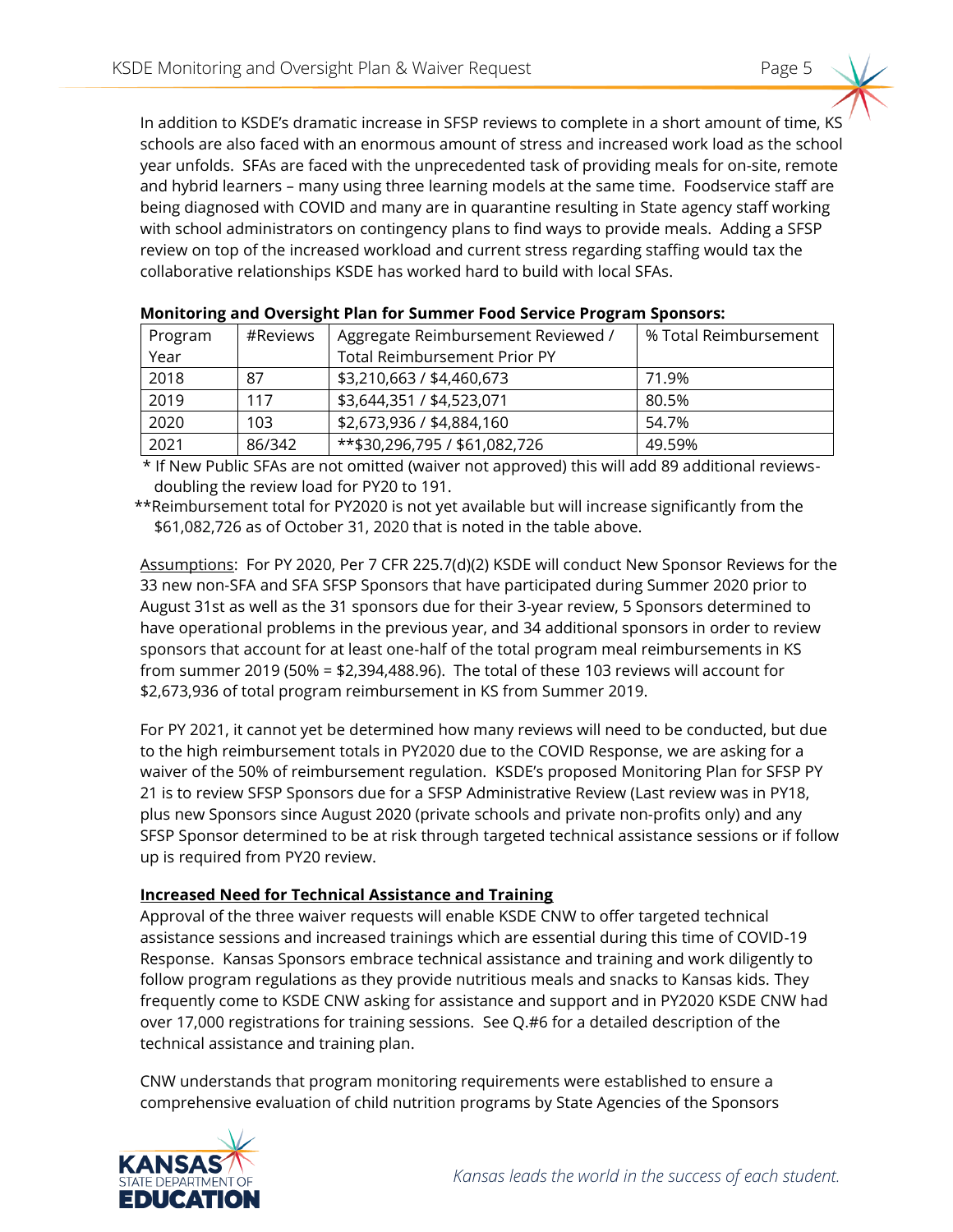In addition to KSDE's dramatic increase in SFSP reviews to complete in a short amount of time, KS schools are also faced with an enormous amount of stress and increased work load as the school year unfolds. SFAs are faced with the unprecedented task of providing meals for on-site, remote and hybrid learners – many using three learning models at the same time. Foodservice staff are being diagnosed with COVID and many are in quarantine resulting in State agency staff working with school administrators on contingency plans to find ways to provide meals. Adding a SFSP review on top of the increased workload and current stress regarding staffing would tax the collaborative relationships KSDE has worked hard to build with local SFAs.

**Monitoring and Oversight Plan for Summer Food Service Program Sponsors:**

| Program Year | #Reviews | Aggregate Reimbursement Reviewed / Total Reimbursement Prior PY | % Total Reimbursement |
|---|---|---|---|
| 2018 | 87 | $3,210,663 / $4,460,673 | 71.9% |
| 2019 | 117 | $3,644,351 / $4,523,071 | 80.5% |
| 2020 | 103 | $2,673,936 / $4,884,160 | 54.7% |
| 2021 | 86/342 | **$30,296,795 / $61,082,726 | 49.59% |

\* If New Public SFAs are not omitted (waiver not approved) this will add 89 additional reviews- doubling the review load for PY20 to 191.

**Reimbursement total for PY2020 is not yet available but will increase significantly from the $61,082,726 as of October 31, 2020 that is noted in the table above.

<u>Assumptions</u>: For PY 2020, Per 7 CFR 225.7(d)(2) KSDE will conduct New Sponsor Reviews for the 33 new non-SFA and SFA SFSP Sponsors that have participated during Summer 2020 prior to August 31st as well as the 31 sponsors due for their 3-year review, 5 Sponsors determined to have operational problems in the previous year, and 34 additional sponsors in order to review sponsors that account for at least one-half of the total program meal reimbursements in KS from summer 2019 (50% = $2,394,488.96). The total of these 103 reviews will account for $2,673,936 of total program reimbursement in KS from Summer 2019.

For PY 2021, it cannot yet be determined how many reviews will need to be conducted, but due to the high reimbursement totals in PY2020 due to the COVID Response, we are asking for a waiver of the 50% of reimbursement regulation. KSDE's proposed Monitoring Plan for SFSP PY 21 is to review SFSP Sponsors due for a SFSP Administrative Review (Last review was in PY18, plus new Sponsors since August 2020 (private schools and private non-profits only) and any SFSP Sponsor determined to be at risk through targeted technical assistance sessions or if follow up is required from PY20 review.

**<u>Increased Need for Technical Assistance and Training</u>**

Approval of the three waiver requests will enable KSDE CNW to offer targeted technical assistance sessions and increased trainings which are essential during this time of COVID-19 Response. Kansas Sponsors embrace technical assistance and training and work diligently to follow program regulations as they provide nutritious meals and snacks to Kansas kids. They frequently come to KSDE CNW asking for assistance and support and in PY2020 KSDE CNW had over 17,000 registrations for training sessions. See Q.#6 for a detailed description of the technical assistance and training plan.

CNW understands that program monitoring requirements were established to ensure a comprehensive evaluation of child nutrition programs by State Agencies of the Sponsors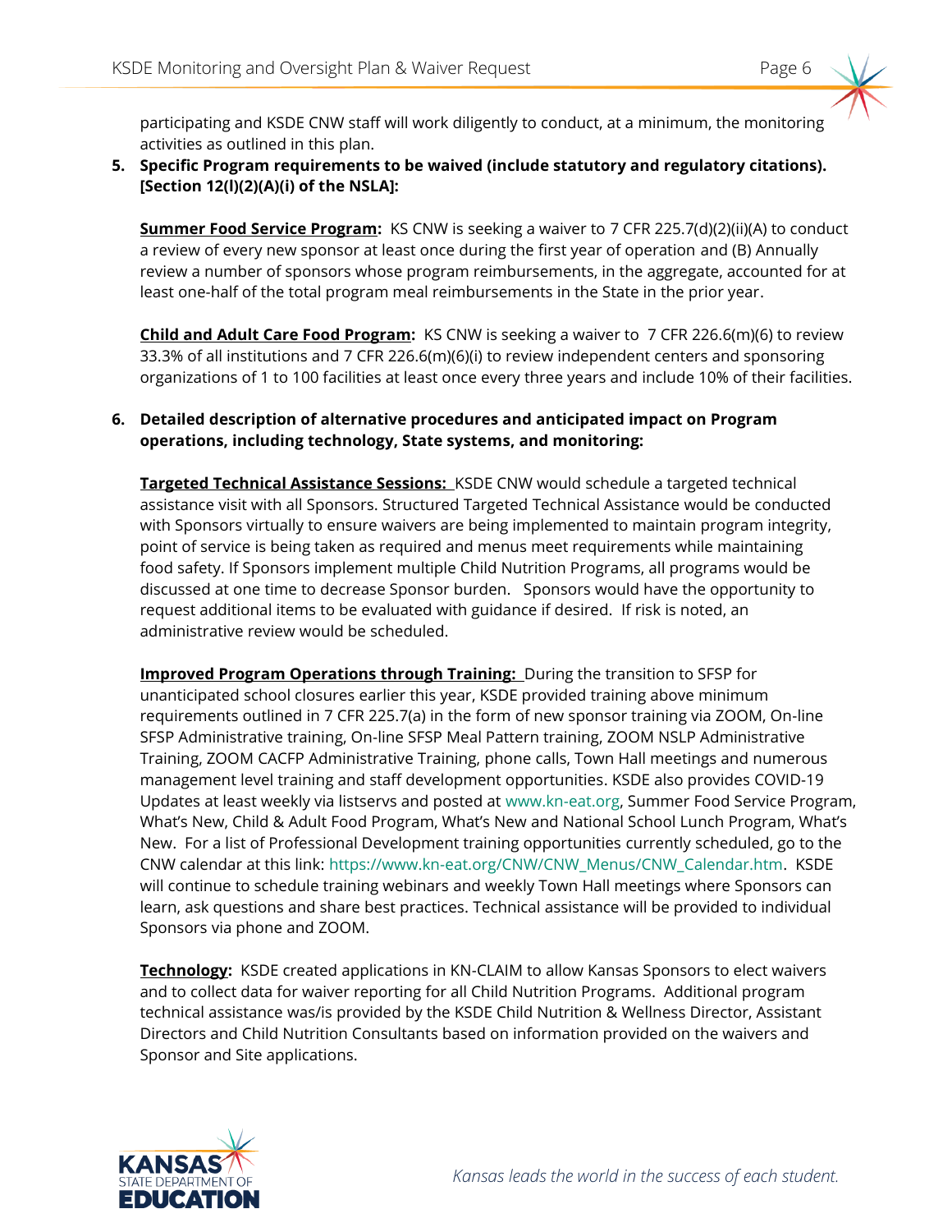participating and KSDE CNW staff will work diligently to conduct, at a minimum, the monitoring activities as outlined in this plan.

5. **Specific Program requirements to be waived (include statutory and regulatory citations). [Section 12(l)(2)(A)(i) of the NSLA]:**

   **<u>Summer Food Service Program</u>:** KS CNW is seeking a waiver to 7 CFR 225.7(d)(2)(ii)(A) to conduct a review of every new sponsor at least once during the first year of operation and (B) Annually review a number of sponsors whose program reimbursements, in the aggregate, accounted for at least one-half of the total program meal reimbursements in the State in the prior year.

   **<u>Child and Adult Care Food Program</u>:** KS CNW is seeking a waiver to 7 CFR 226.6(m)(6) to review 33.3% of all institutions and 7 CFR 226.6(m)(6)(i) to review independent centers and sponsoring organizations of 1 to 100 facilities at least once every three years and include 10% of their facilities.

6. **Detailed description of alternative procedures and anticipated impact on Program operations, including technology, State systems, and monitoring:**

   **<u>Targeted Technical Assistance Sessions:</u>** KSDE CNW would schedule a targeted technical assistance visit with all Sponsors. Structured Targeted Technical Assistance would be conducted with Sponsors virtually to ensure waivers are being implemented to maintain program integrity, point of service is being taken as required and menus meet requirements while maintaining food safety. If Sponsors implement multiple Child Nutrition Programs, all programs would be discussed at one time to decrease Sponsor burden. Sponsors would have the opportunity to request additional items to be evaluated with guidance if desired. If risk is noted, an administrative review would be scheduled.

   **<u>Improved Program Operations through Training:</u>** During the transition to SFSP for unanticipated school closures earlier this year, KSDE provided training above minimum requirements outlined in 7 CFR 225.7(a) in the form of new sponsor training via ZOOM, On-line SFSP Administrative training, On-line SFSP Meal Pattern training, ZOOM NSLP Administrative Training, ZOOM CACFP Administrative Training, phone calls, Town Hall meetings and numerous management level training and staff development opportunities. KSDE also provides COVID-19 Updates at least weekly via listservs and posted at www.kn-eat.org, Summer Food Service Program, What's New, Child & Adult Food Program, What's New and National School Lunch Program, What's New. For a list of Professional Development training opportunities currently scheduled, go to the CNW calendar at this link: https://www.kn-eat.org/CNW/CNW_Menus/CNW_Calendar.htm. KSDE will continue to schedule training webinars and weekly Town Hall meetings where Sponsors can learn, ask questions and share best practices. Technical assistance will be provided to individual Sponsors via phone and ZOOM.

   **<u>Technology</u>:** KSDE created applications in KN-CLAIM to allow Kansas Sponsors to elect waivers and to collect data for waiver reporting for all Child Nutrition Programs. Additional program technical assistance was/is provided by the KSDE Child Nutrition & Wellness Director, Assistant Directors and Child Nutrition Consultants based on information provided on the waivers and Sponsor and Site applications.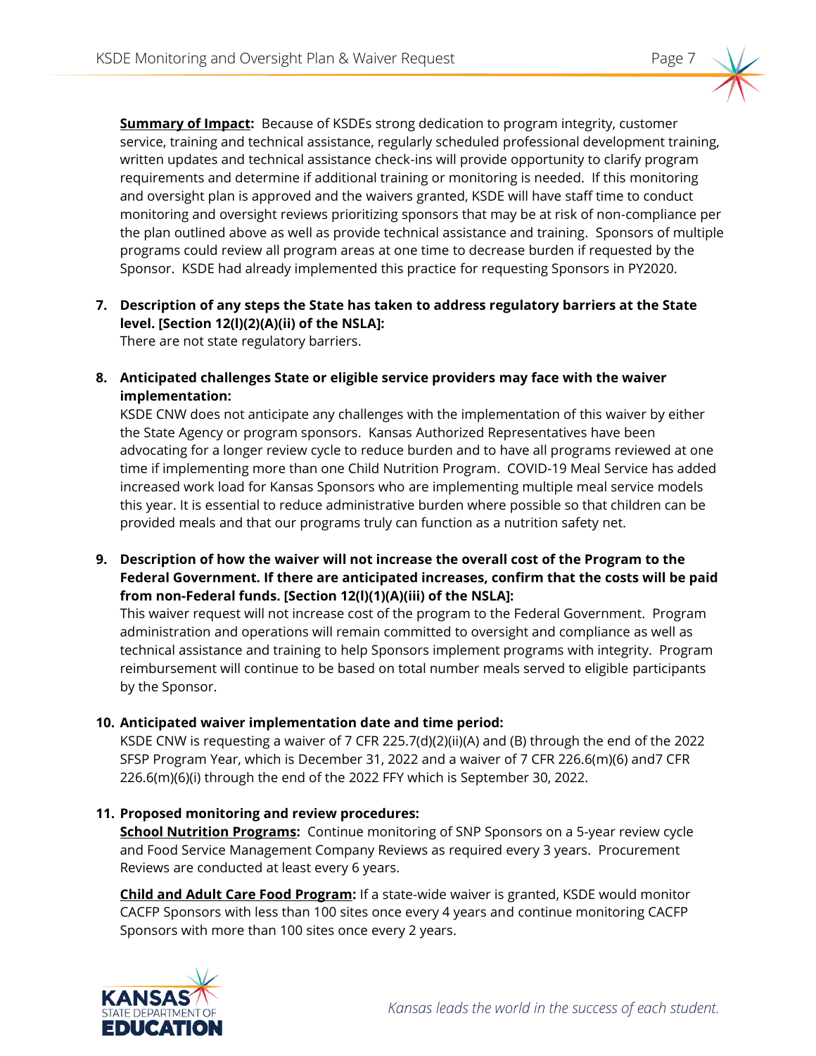**Summary of Impact:** Because of KSDEs strong dedication to program integrity, customer service, training and technical assistance, regularly scheduled professional development training, written updates and technical assistance check-ins will provide opportunity to clarify program requirements and determine if additional training or monitoring is needed. If this monitoring and oversight plan is approved and the waivers granted, KSDE will have staff time to conduct monitoring and oversight reviews prioritizing sponsors that may be at risk of non-compliance per the plan outlined above as well as provide technical assistance and training. Sponsors of multiple programs could review all program areas at one time to decrease burden if requested by the Sponsor. KSDE had already implemented this practice for requesting Sponsors in PY2020.

7. **Description of any steps the State has taken to address regulatory barriers at the State level. [Section 12(l)(2)(A)(ii) of the NSLA]:**
   There are not state regulatory barriers.

8. **Anticipated challenges State or eligible service providers may face with the waiver implementation:**
   KSDE CNW does not anticipate any challenges with the implementation of this waiver by either the State Agency or program sponsors. Kansas Authorized Representatives have been advocating for a longer review cycle to reduce burden and to have all programs reviewed at one time if implementing more than one Child Nutrition Program. COVID-19 Meal Service has added increased work load for Kansas Sponsors who are implementing multiple meal service models this year. It is essential to reduce administrative burden where possible so that children can be provided meals and that our programs truly can function as a nutrition safety net.

9. **Description of how the waiver will not increase the overall cost of the Program to the Federal Government. If there are anticipated increases, confirm that the costs will be paid from non-Federal funds. [Section 12(l)(1)(A)(iii) of the NSLA]:**
   This waiver request will not increase cost of the program to the Federal Government. Program administration and operations will remain committed to oversight and compliance as well as technical assistance and training to help Sponsors implement programs with integrity. Program reimbursement will continue to be based on total number meals served to eligible participants by the Sponsor.

10. **Anticipated waiver implementation date and time period:**
    KSDE CNW is requesting a waiver of 7 CFR 225.7(d)(2)(ii)(A) and (B) through the end of the 2022 SFSP Program Year, which is December 31, 2022 and a waiver of 7 CFR 226.6(m)(6) and7 CFR 226.6(m)(6)(i) through the end of the 2022 FFY which is September 30, 2022.

11. **Proposed monitoring and review procedures:**
    **School Nutrition Programs:** Continue monitoring of SNP Sponsors on a 5-year review cycle and Food Service Management Company Reviews as required every 3 years. Procurement Reviews are conducted at least every 6 years.

    **Child and Adult Care Food Program:** If a state-wide waiver is granted, KSDE would monitor CACFP Sponsors with less than 100 sites once every 4 years and continue monitoring CACFP Sponsors with more than 100 sites once every 2 years.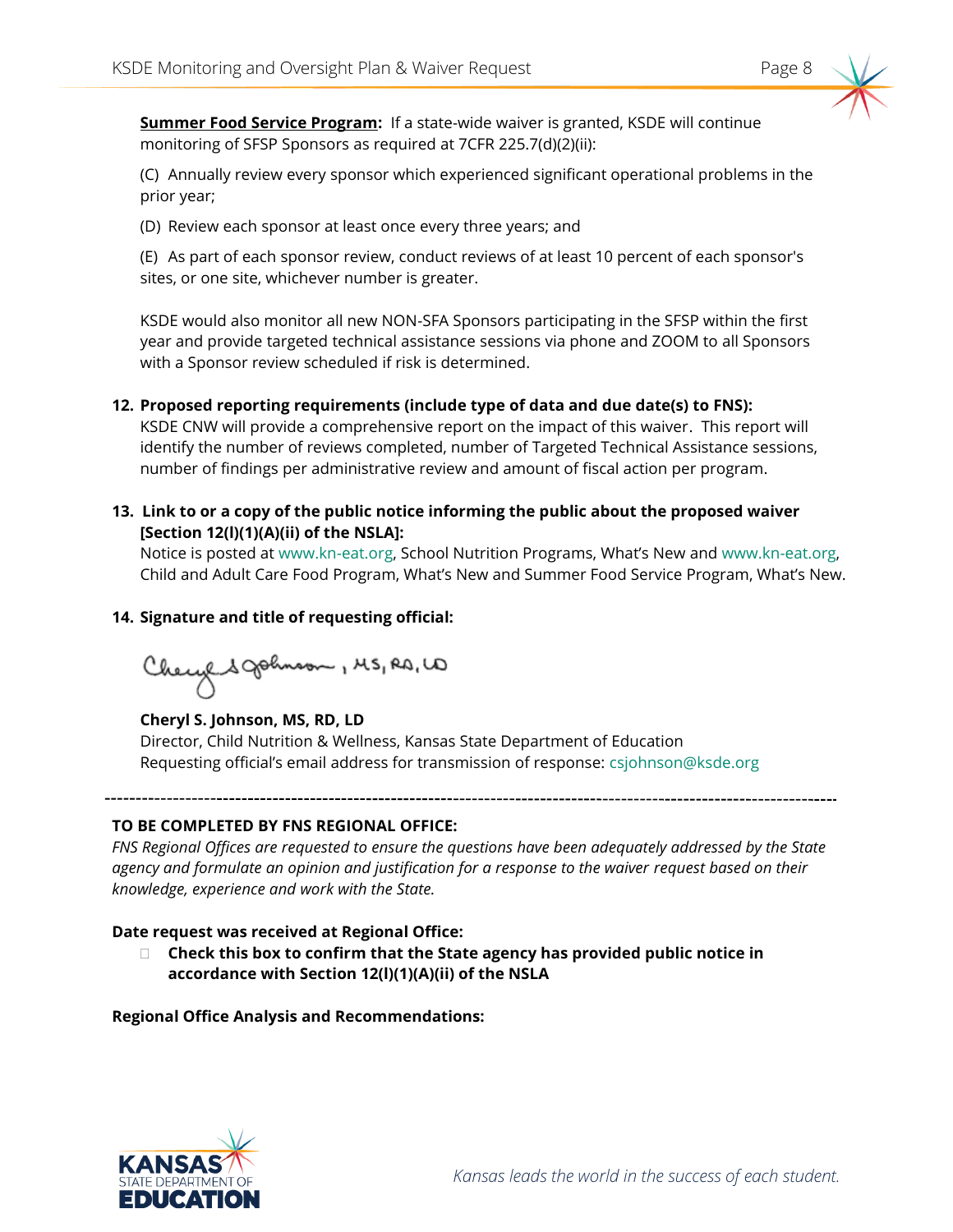**<u>Summer Food Service Program</u>:** If a state-wide waiver is granted, KSDE will continue monitoring of SFSP Sponsors as required at 7CFR 225.7(d)(2)(ii):

(C) Annually review every sponsor which experienced significant operational problems in the prior year;

(D) Review each sponsor at least once every three years; and

(E) As part of each sponsor review, conduct reviews of at least 10 percent of each sponsor's sites, or one site, whichever number is greater.

KSDE would also monitor all new NON-SFA Sponsors participating in the SFSP within the first year and provide targeted technical assistance sessions via phone and ZOOM to all Sponsors with a Sponsor review scheduled if risk is determined.

12. **Proposed reporting requirements (include type of data and due date(s) to FNS):** KSDE CNW will provide a comprehensive report on the impact of this waiver. This report will identify the number of reviews completed, number of Targeted Technical Assistance sessions, number of findings per administrative review and amount of fiscal action per program.

13. **Link to or a copy of the public notice informing the public about the proposed waiver [Section 12(l)(1)(A)(ii) of the NSLA]:** Notice is posted at www.kn-eat.org, School Nutrition Programs, What's New and www.kn-eat.org, Child and Adult Care Food Program, What's New and Summer Food Service Program, What's New.

14. **Signature and title of requesting official:**

Cheryl S Johnson, MS, RD, LD

**Cheryl S. Johnson, MS, RD, LD**
Director, Child Nutrition & Wellness, Kansas State Department of Education
Requesting official's email address for transmission of response: csjohnson@ksde.org

---

**TO BE COMPLETED BY FNS REGIONAL OFFICE:**

*FNS Regional Offices are requested to ensure the questions have been adequately addressed by the State agency and formulate an opinion and justification for a response to the waiver request based on their knowledge, experience and work with the State.*

**Date request was received at Regional Office:**

- ☐ **Check this box to confirm that the State agency has provided public notice in accordance with Section 12(l)(1)(A)(ii) of the NSLA**

**Regional Office Analysis and Recommendations:**

KANSAS STATE DEPARTMENT OF EDUCATION

*Kansas leads the world in the success of each student.*